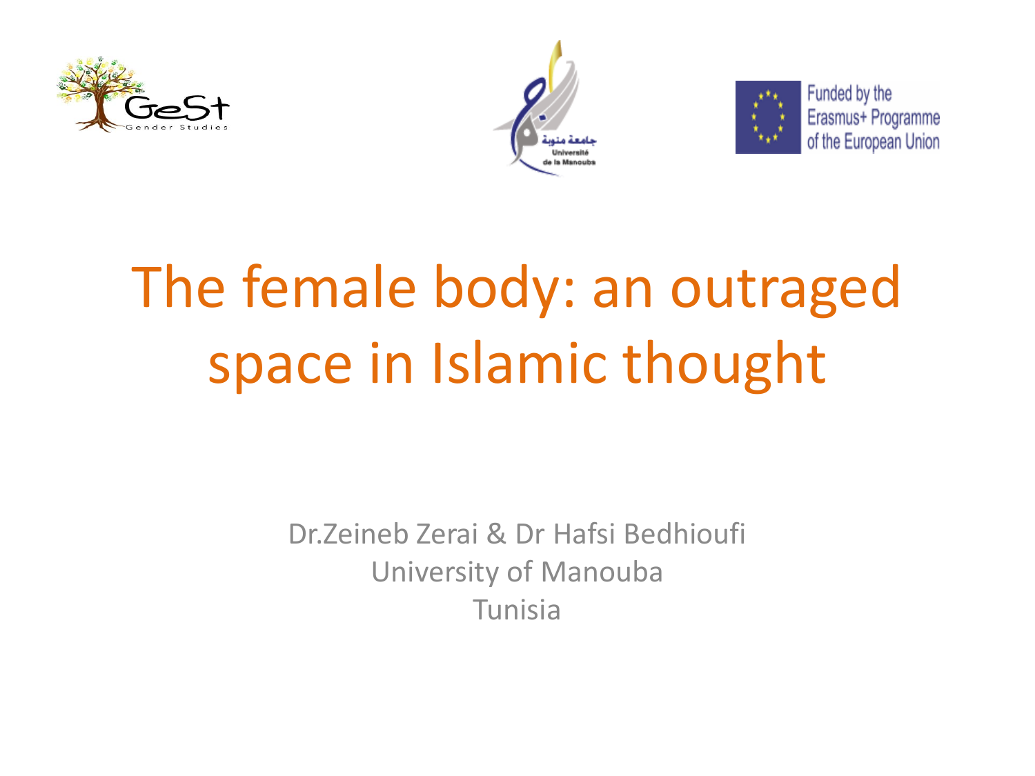# The female body: an outraged space in Islamic thought

Dr.Zeineb Zerai & Dr Hafsi Bedhioufi
University of Manouba
Tunisia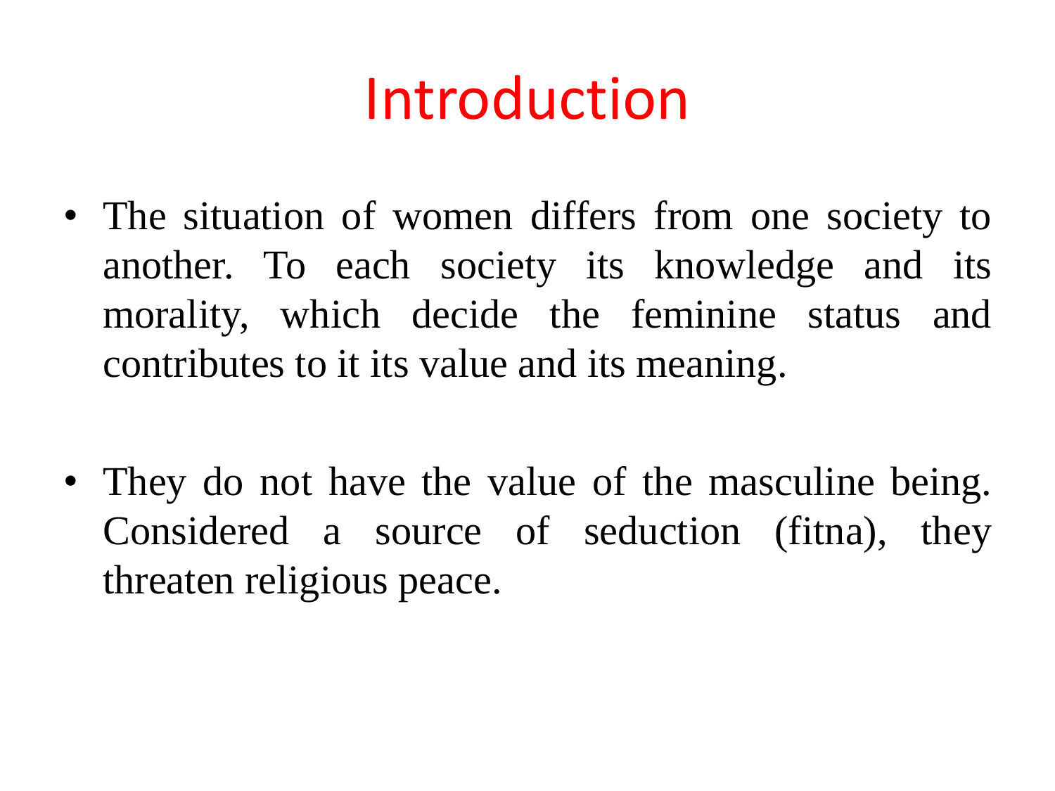# Introduction

- The situation of women differs from one society to another. To each society its knowledge and its morality, which decide the feminine status and contributes to it its value and its meaning.

- They do not have the value of the masculine being. Considered a source of seduction (fitna), they threaten religious peace.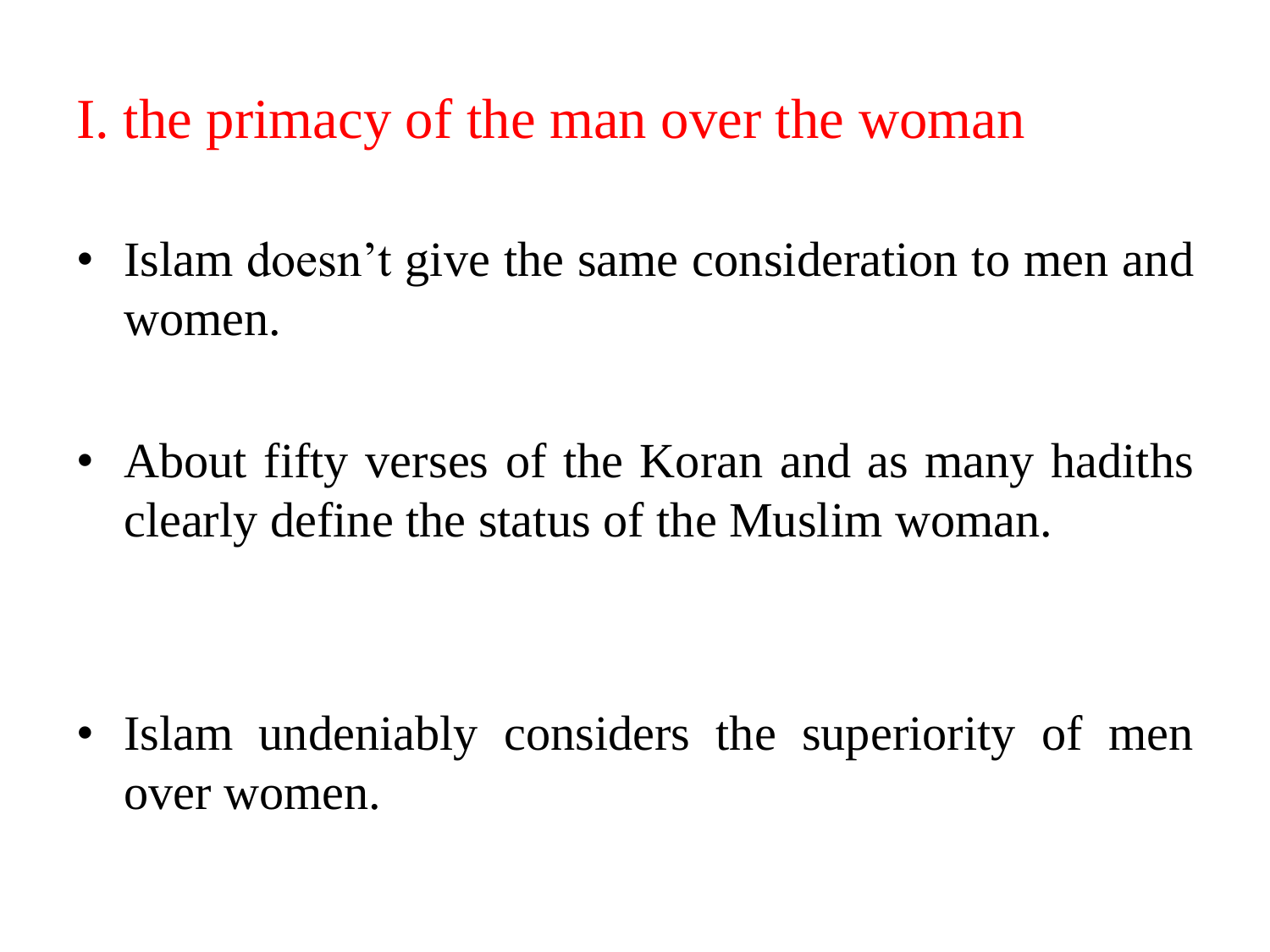## I. the primacy of the man over the woman

- Islam doesn’t give the same consideration to men and women.

- About fifty verses of the Koran and as many hadiths clearly define the status of the Muslim woman.

- Islam undeniably considers the superiority of men over women.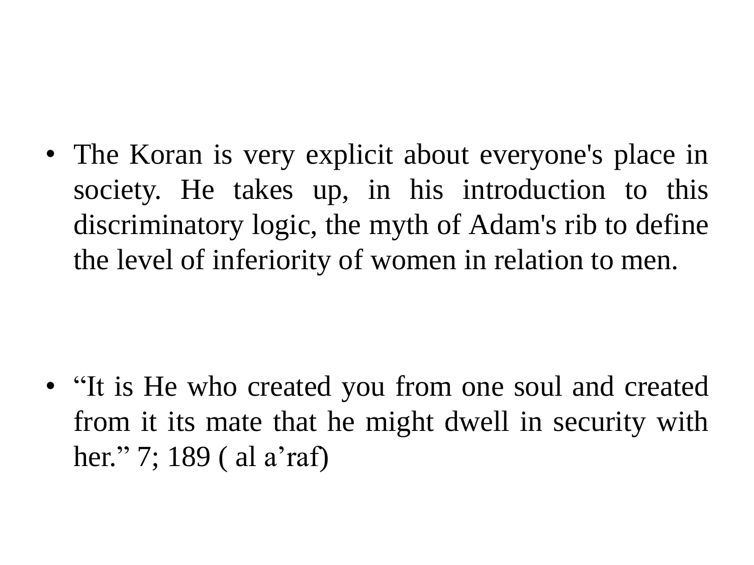- The Koran is very explicit about everyone's place in society. He takes up, in his introduction to this discriminatory logic, the myth of Adam's rib to define the level of inferiority of women in relation to men.

- “It is He who created you from one soul and created from it its mate that he might dwell in security with her.” 7; 189 ( al a’raf)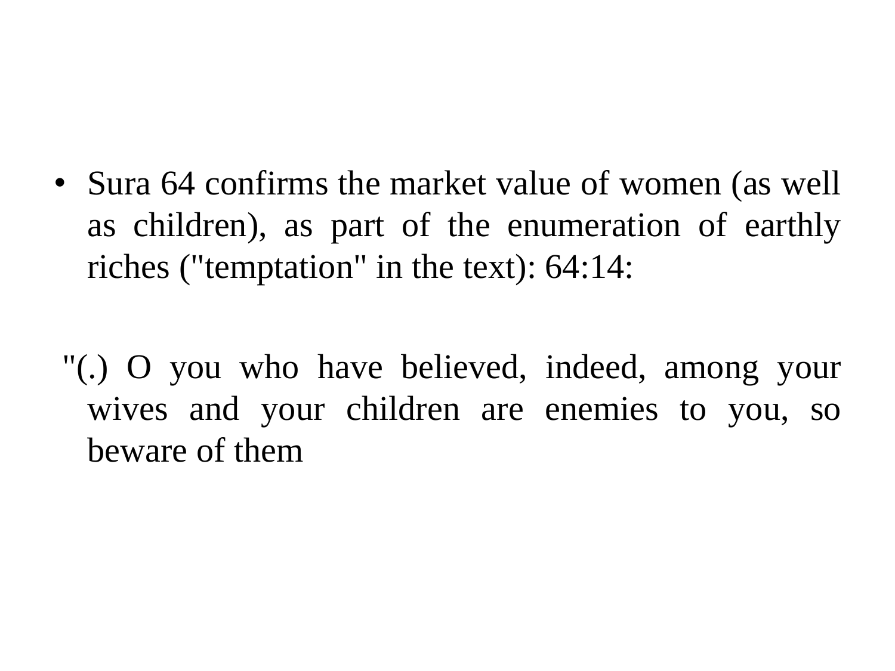- Sura 64 confirms the market value of women (as well as children), as part of the enumeration of earthly riches ("temptation" in the text): 64:14:

"(.) O you who have believed, indeed, among your wives and your children are enemies to you, so beware of them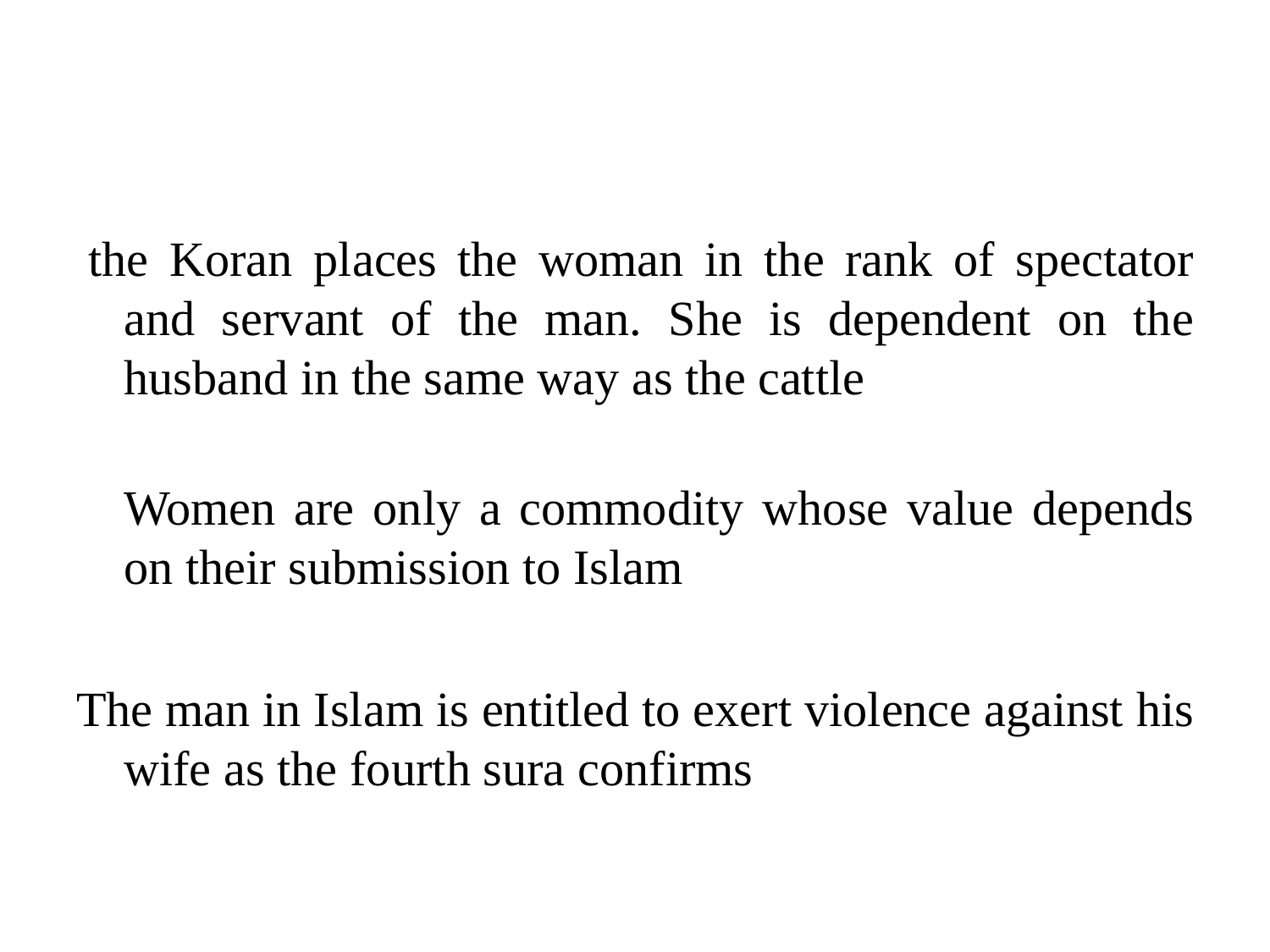the Koran places the woman in the rank of spectator and servant of the man. She is dependent on the husband in the same way as the cattle

Women are only a commodity whose value depends on their submission to Islam

The man in Islam is entitled to exert violence against his wife as the fourth sura confirms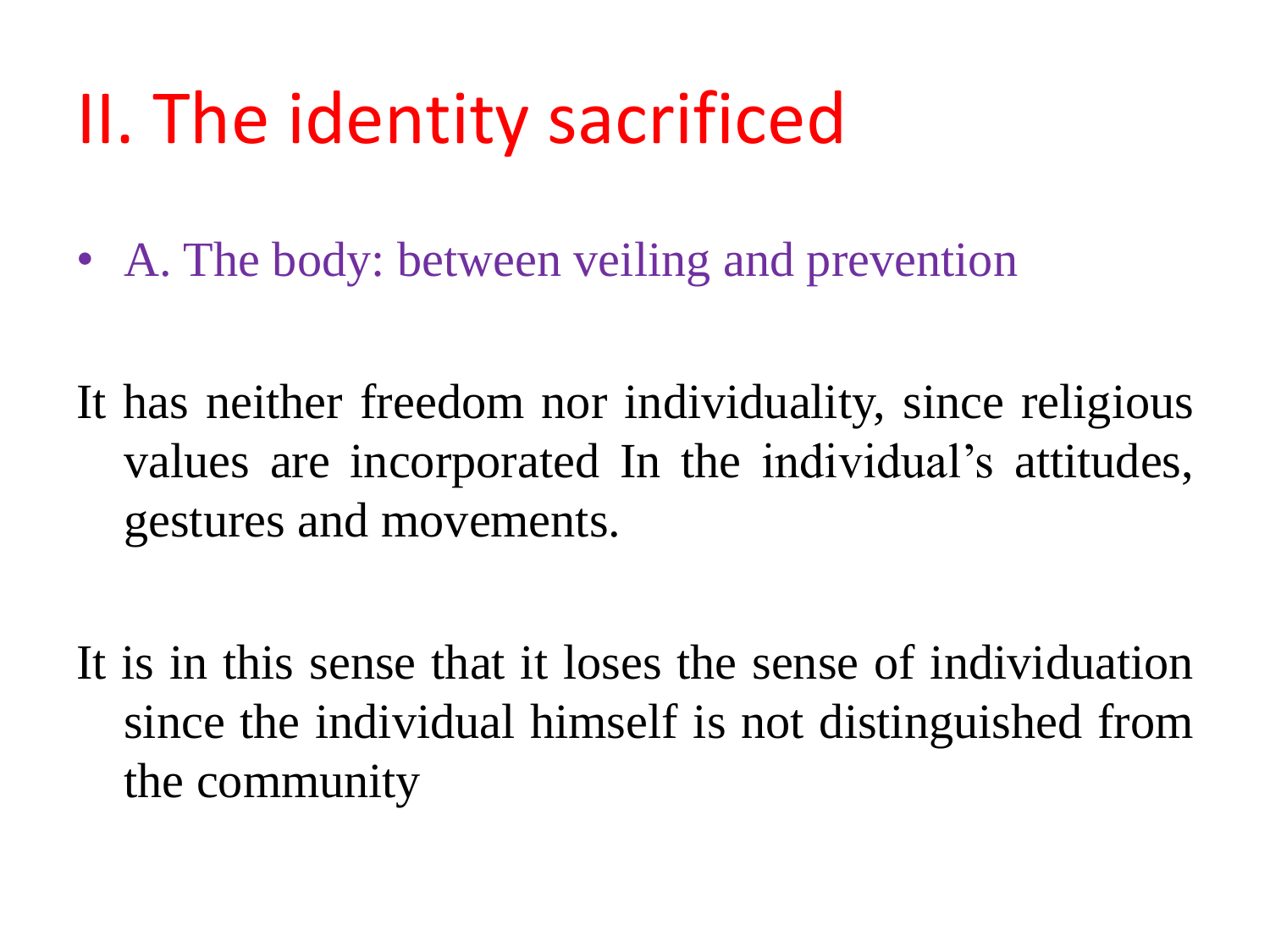# II. The identity sacrificed

- A. The body: between veiling and prevention

It has neither freedom nor individuality, since religious values are incorporated In the individual's attitudes, gestures and movements.

It is in this sense that it loses the sense of individuation since the individual himself is not distinguished from the community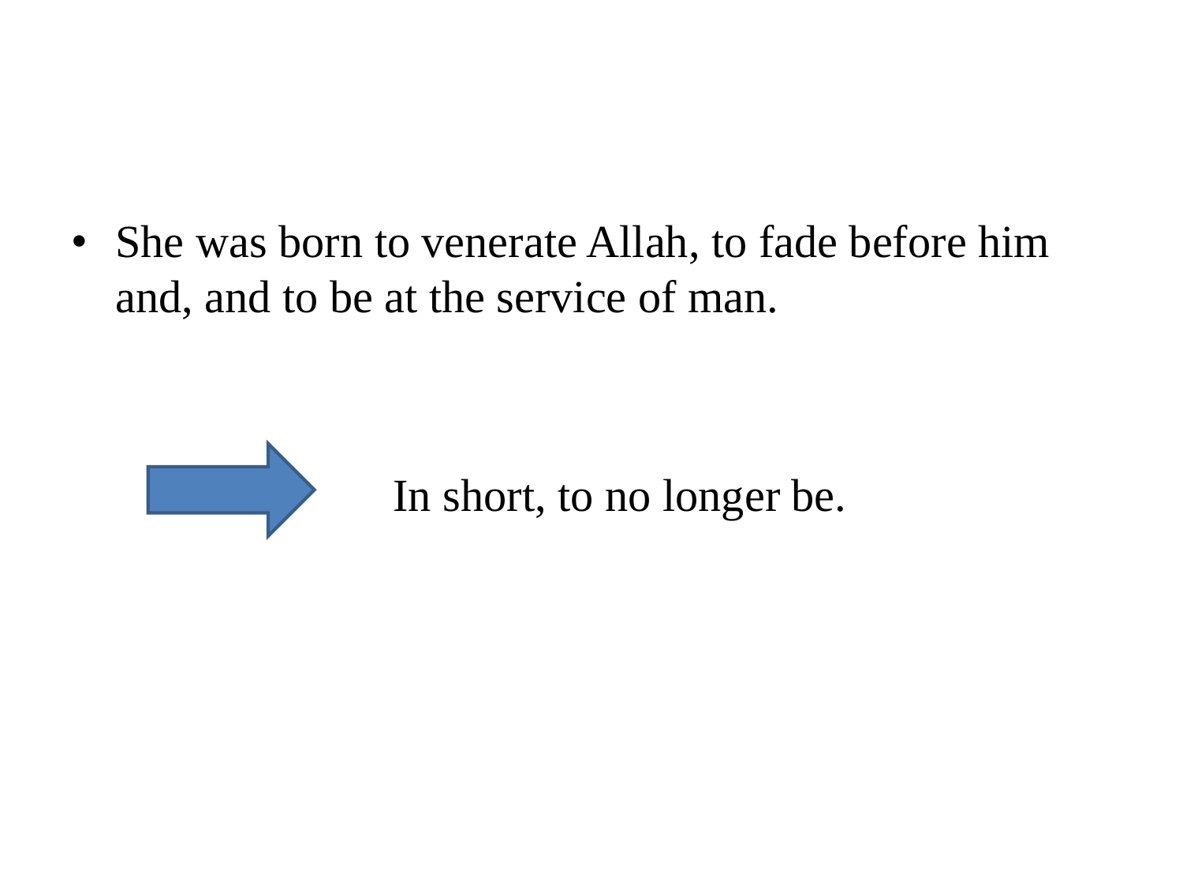- She was born to venerate Allah, to fade before him and, and to be at the service of man.

→ In short, to no longer be.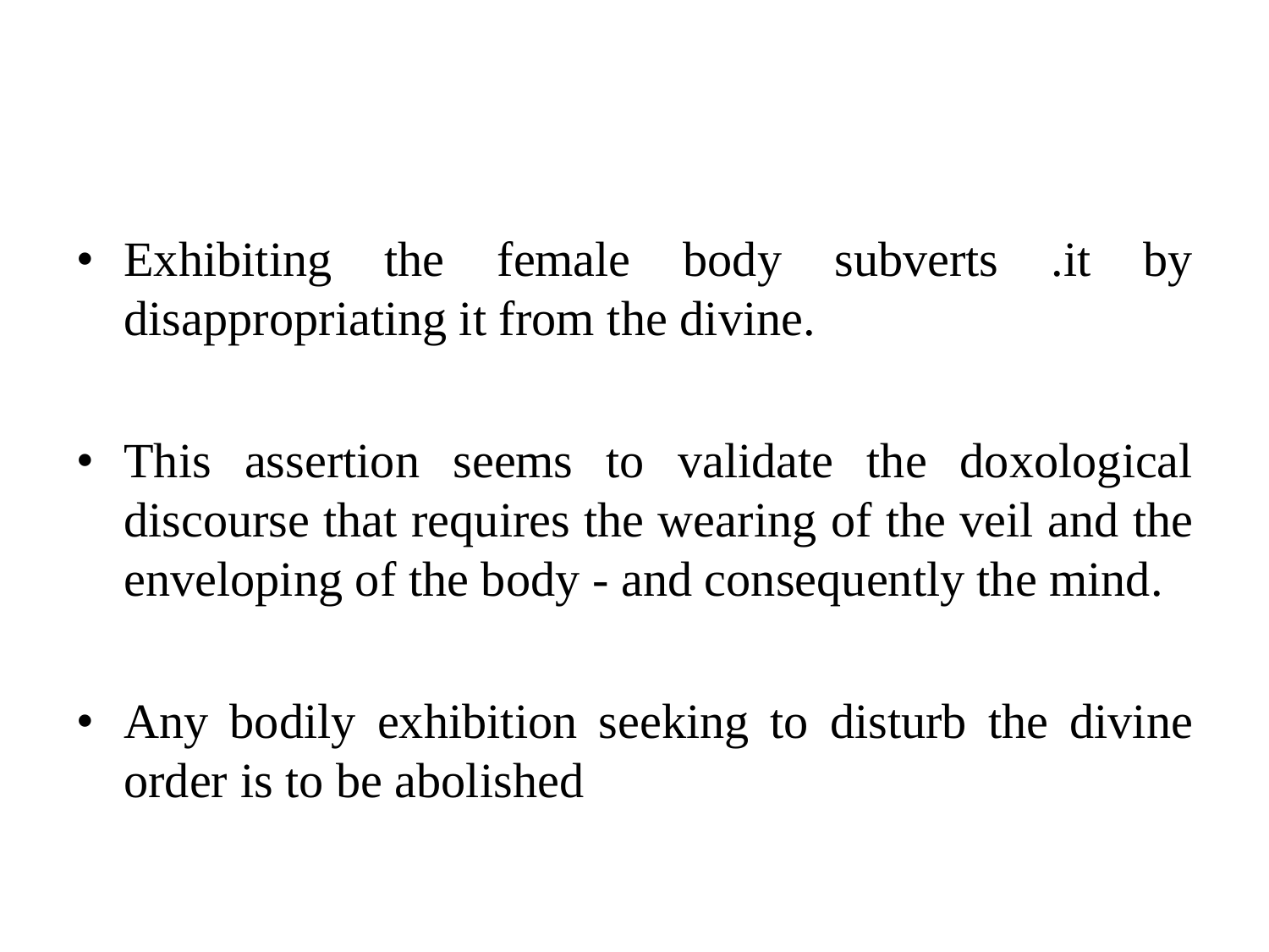- Exhibiting the female body subverts .it by disappropriating it from the divine.

- This assertion seems to validate the doxological discourse that requires the wearing of the veil and the enveloping of the body - and consequently the mind.

- Any bodily exhibition seeking to disturb the divine order is to be abolished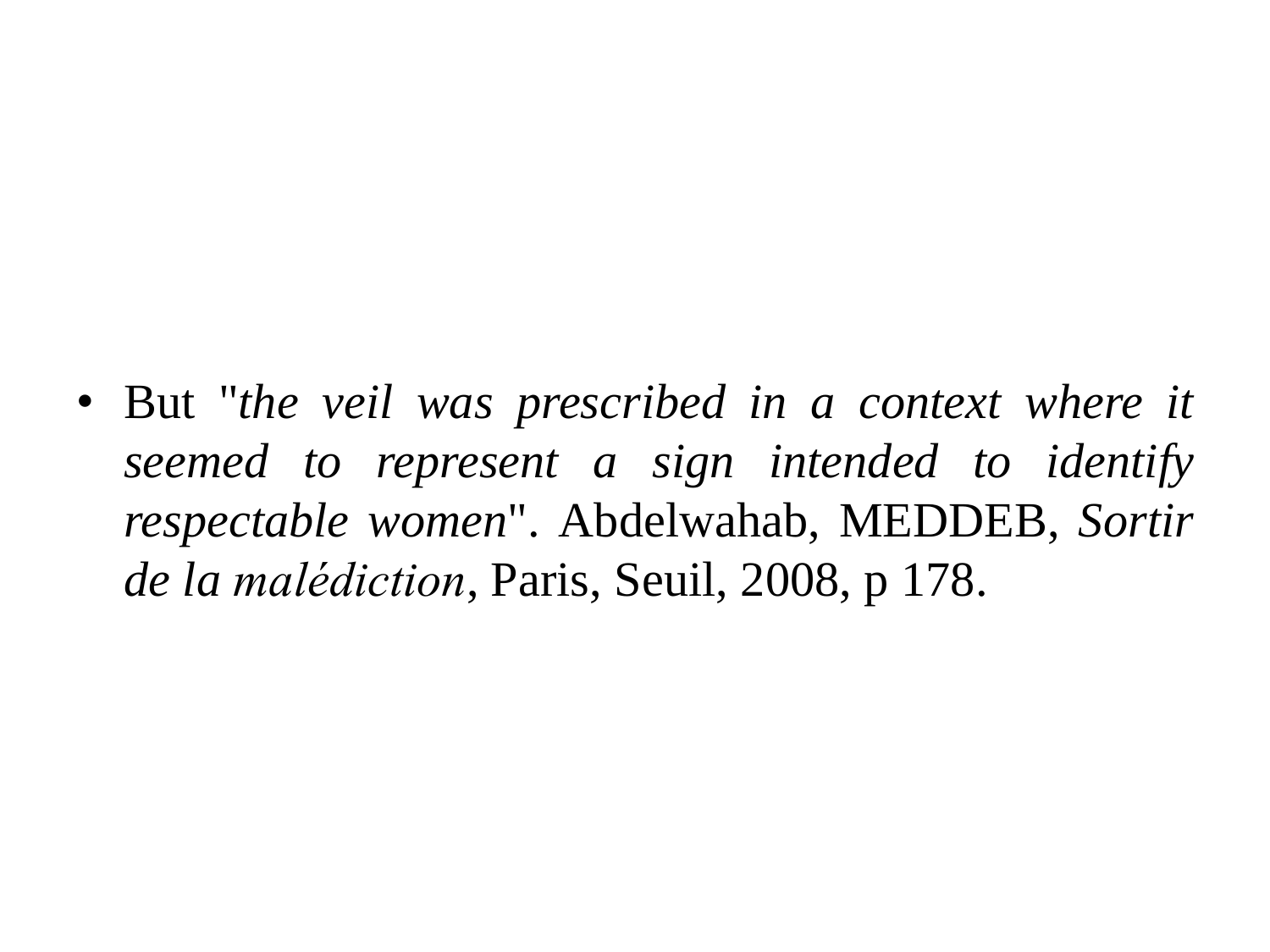- But "*the veil was prescribed in a context where it seemed to represent a sign intended to identify respectable women*". Abdelwahab, MEDDEB, *Sortir de la malédiction*, Paris, Seuil, 2008, p 178.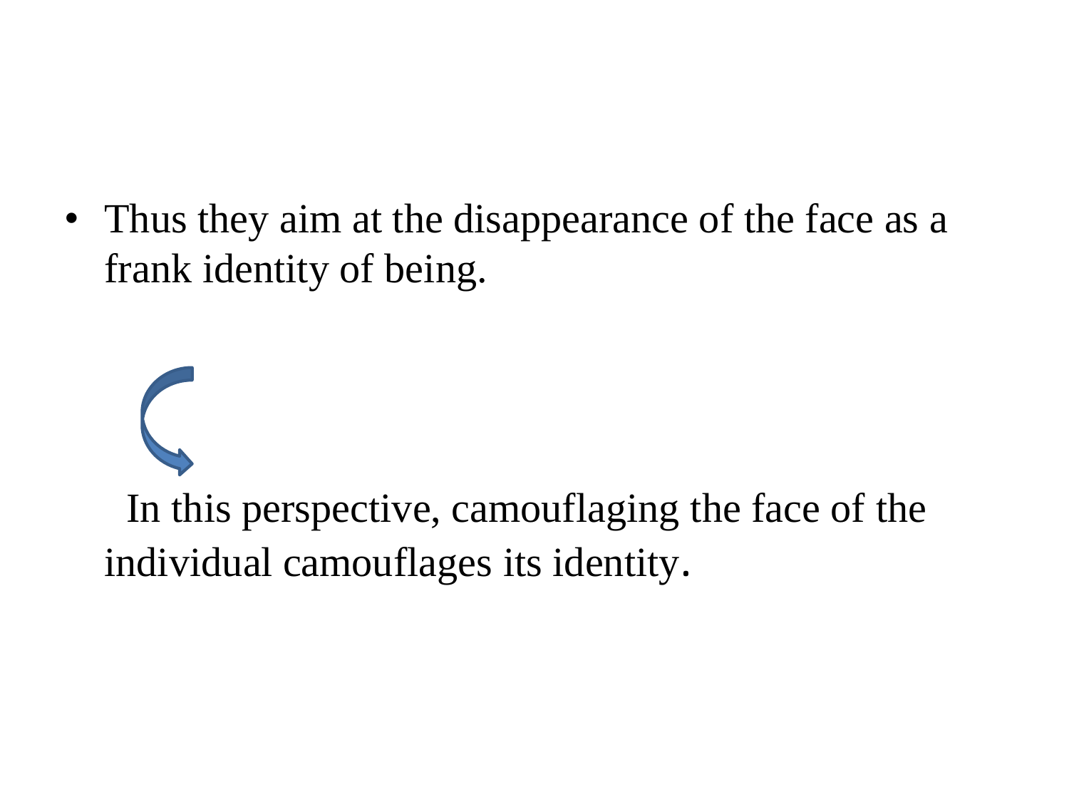- Thus they aim at the disappearance of the face as a frank identity of being.

In this perspective, camouflaging the face of the individual camouflages its identity.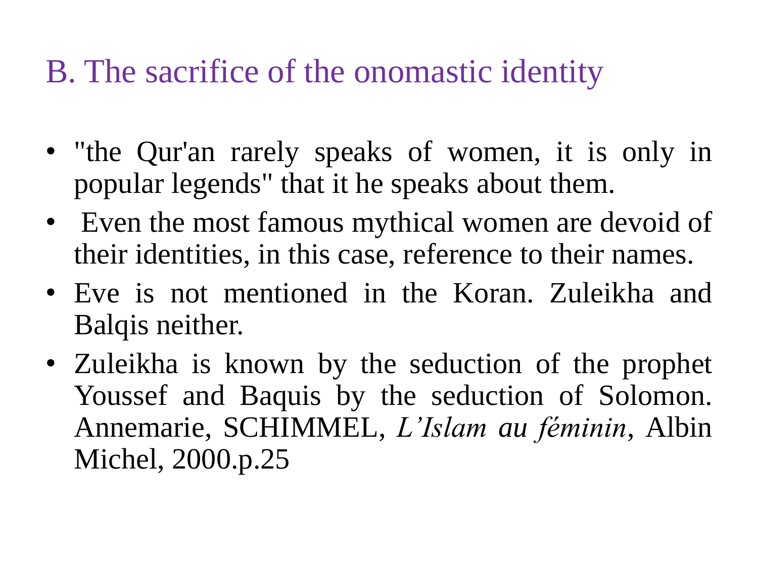## B. The sacrifice of the onomastic identity

- "the Qur'an rarely speaks of women, it is only in popular legends" that it he speaks about them.
- Even the most famous mythical women are devoid of their identities, in this case, reference to their names.
- Eve is not mentioned in the Koran. Zuleikha and Balqis neither.
- Zuleikha is known by the seduction of the prophet Youssef and Baquis by the seduction of Solomon. Annemarie, SCHIMMEL, *L'Islam au féminin*, Albin Michel, 2000.p.25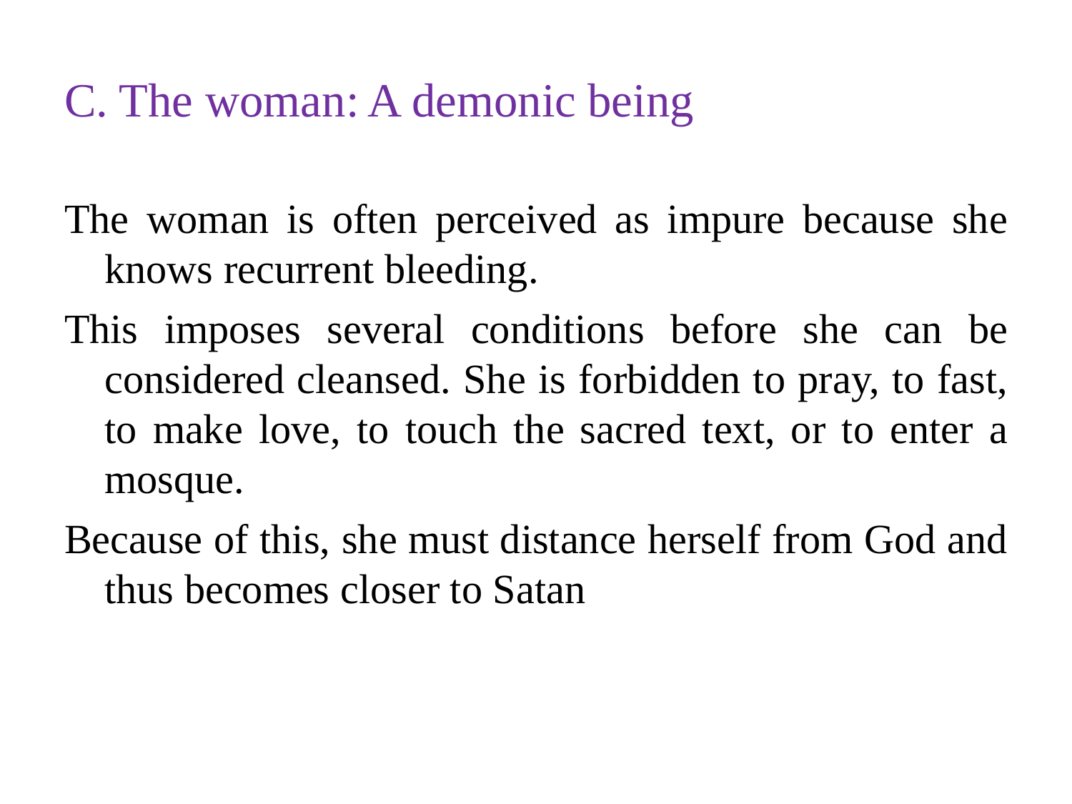## C. The woman: A demonic being

The woman is often perceived as impure because she knows recurrent bleeding.

This imposes several conditions before she can be considered cleansed. She is forbidden to pray, to fast, to make love, to touch the sacred text, or to enter a mosque.

Because of this, she must distance herself from God and thus becomes closer to Satan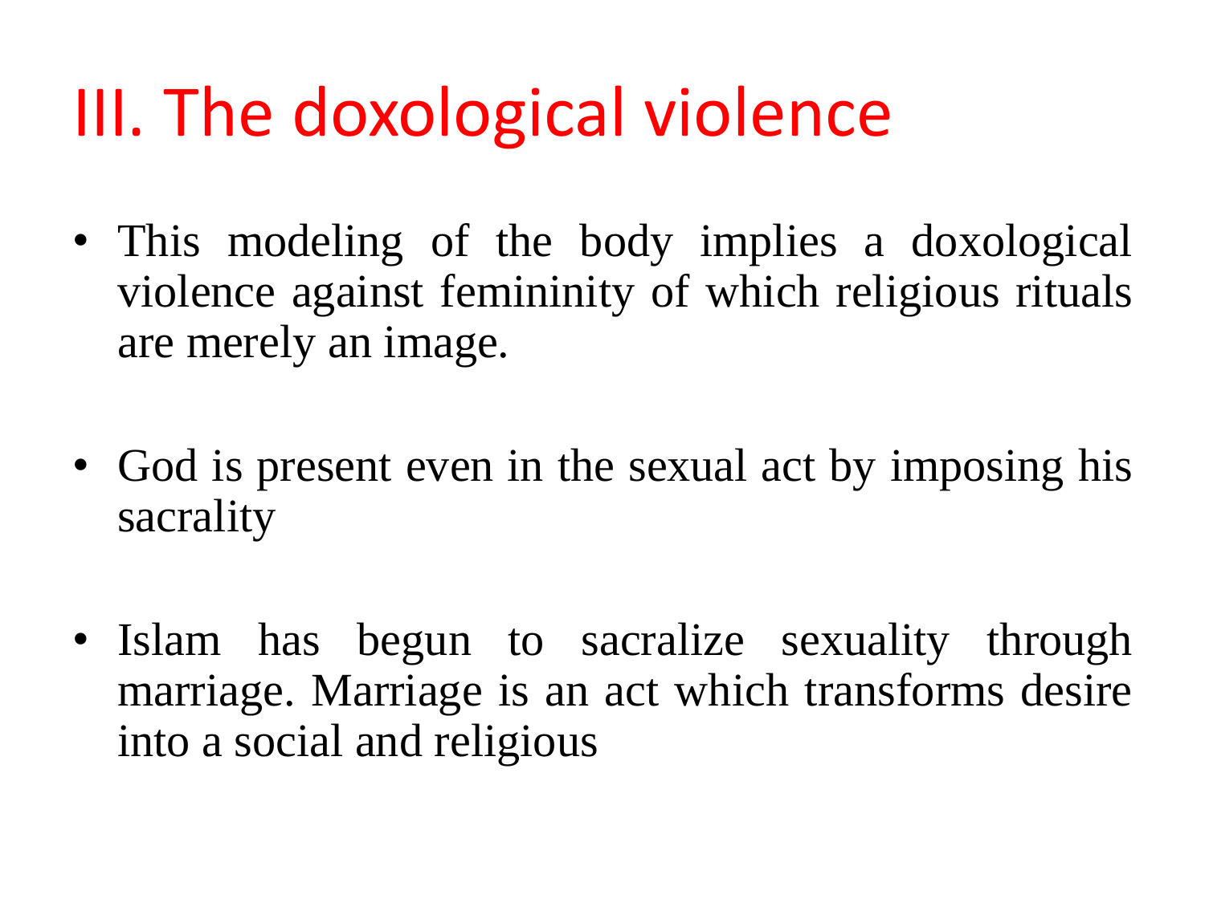# III. The doxological violence

- This modeling of the body implies a doxological violence against femininity of which religious rituals are merely an image.

- God is present even in the sexual act by imposing his sacrality

- Islam has begun to sacralize sexuality through marriage. Marriage is an act which transforms desire into a social and religious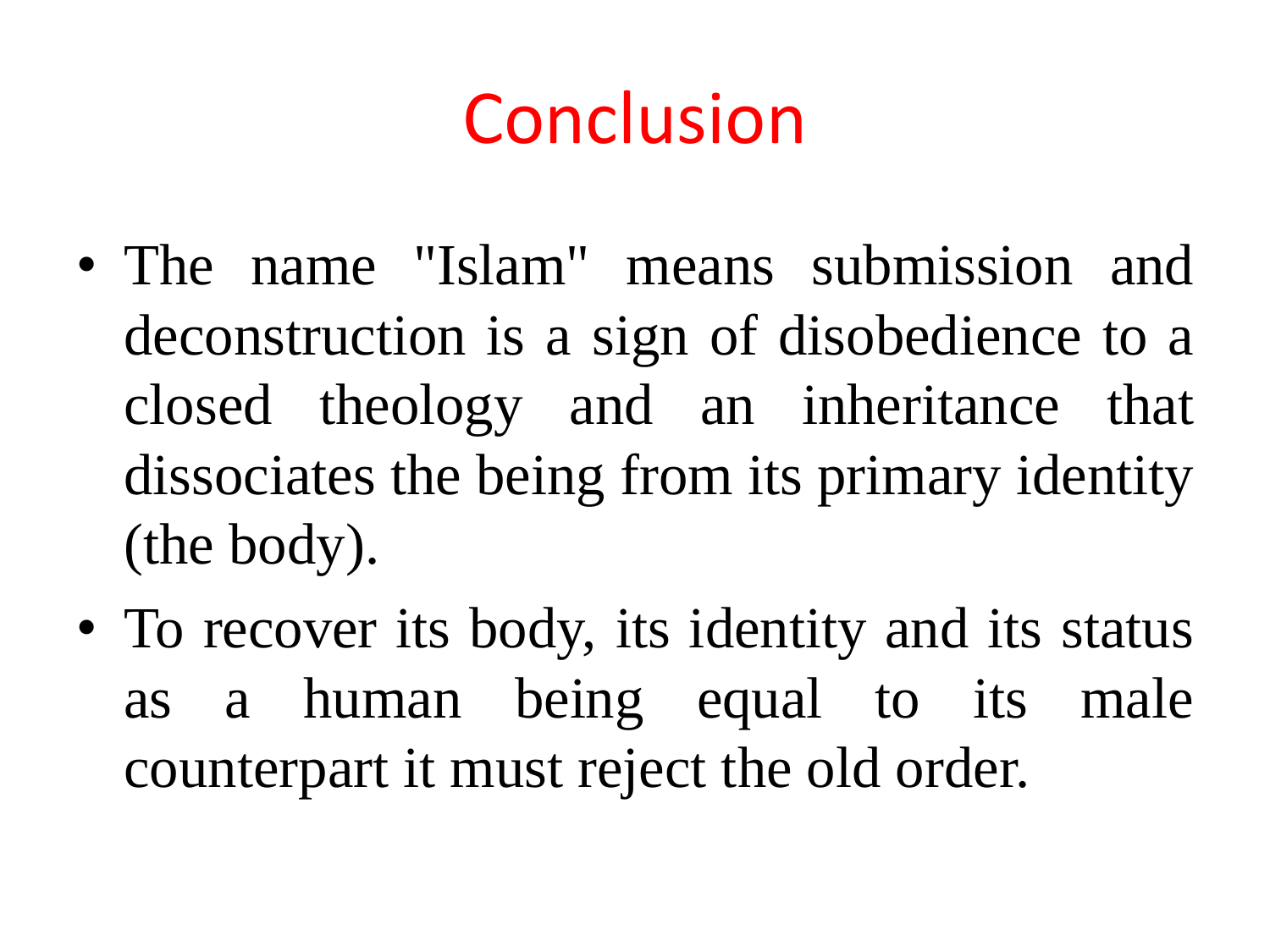# Conclusion

- The name "Islam" means submission and deconstruction is a sign of disobedience to a closed theology and an inheritance that dissociates the being from its primary identity (the body).
- To recover its body, its identity and its status as a human being equal to its male counterpart it must reject the old order.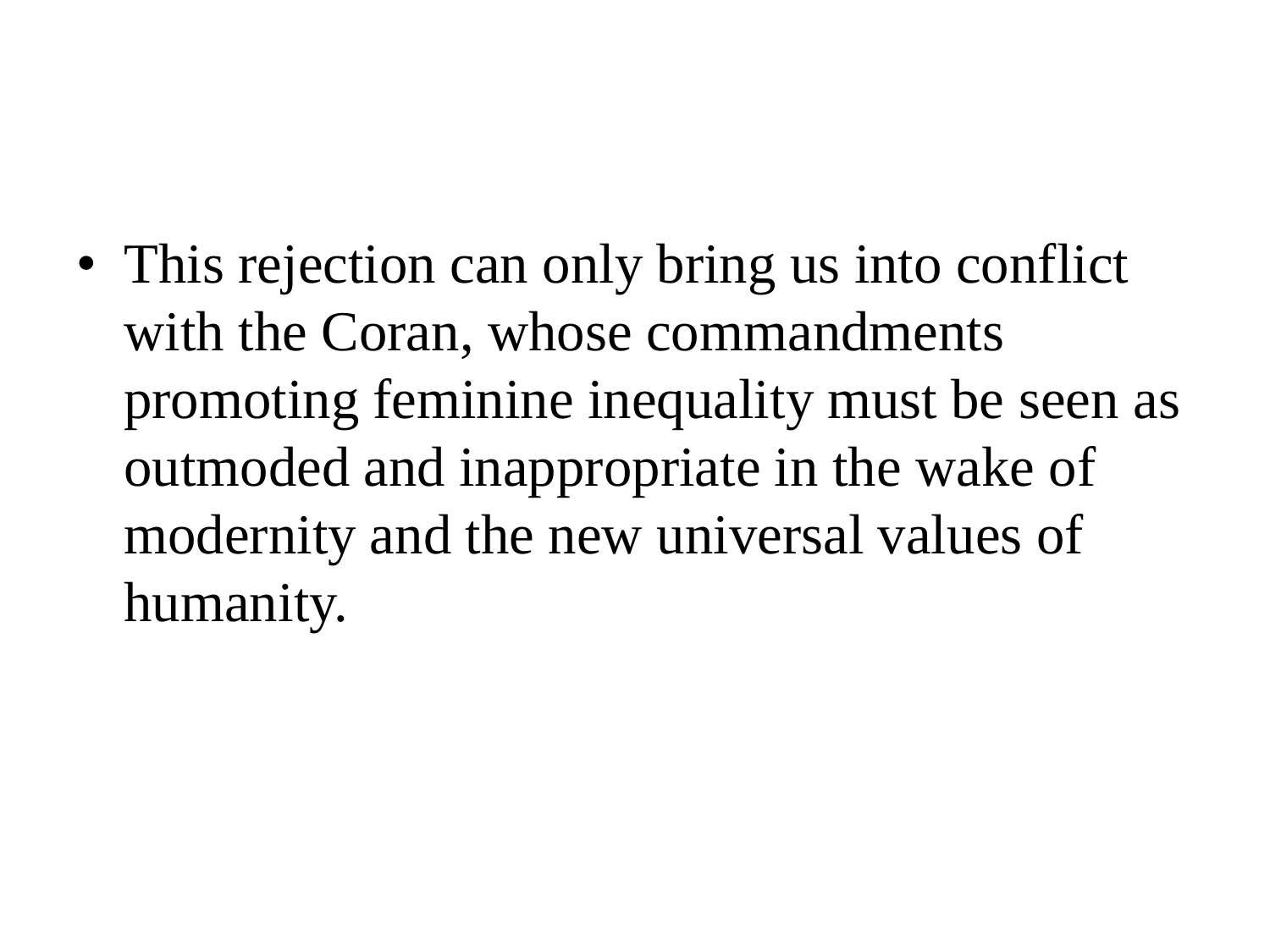- This rejection can only bring us into conflict with the Coran, whose commandments promoting feminine inequality must be seen as outmoded and inappropriate in the wake of modernity and the new universal values of humanity.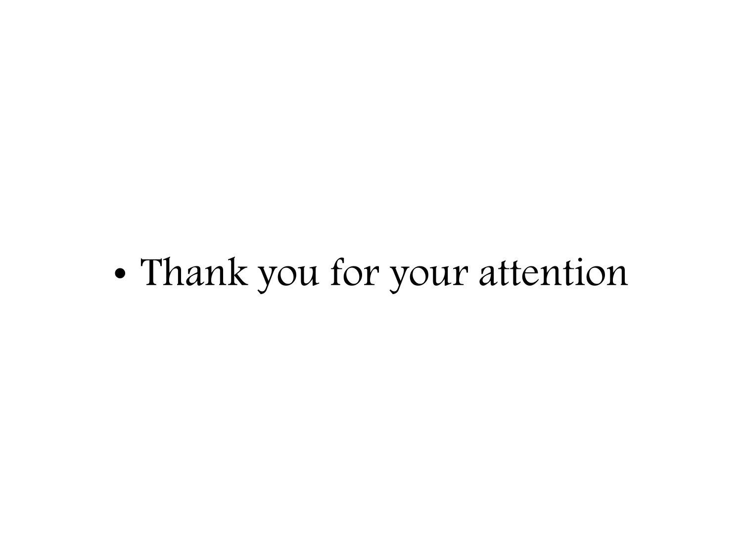- Thank you for your attention